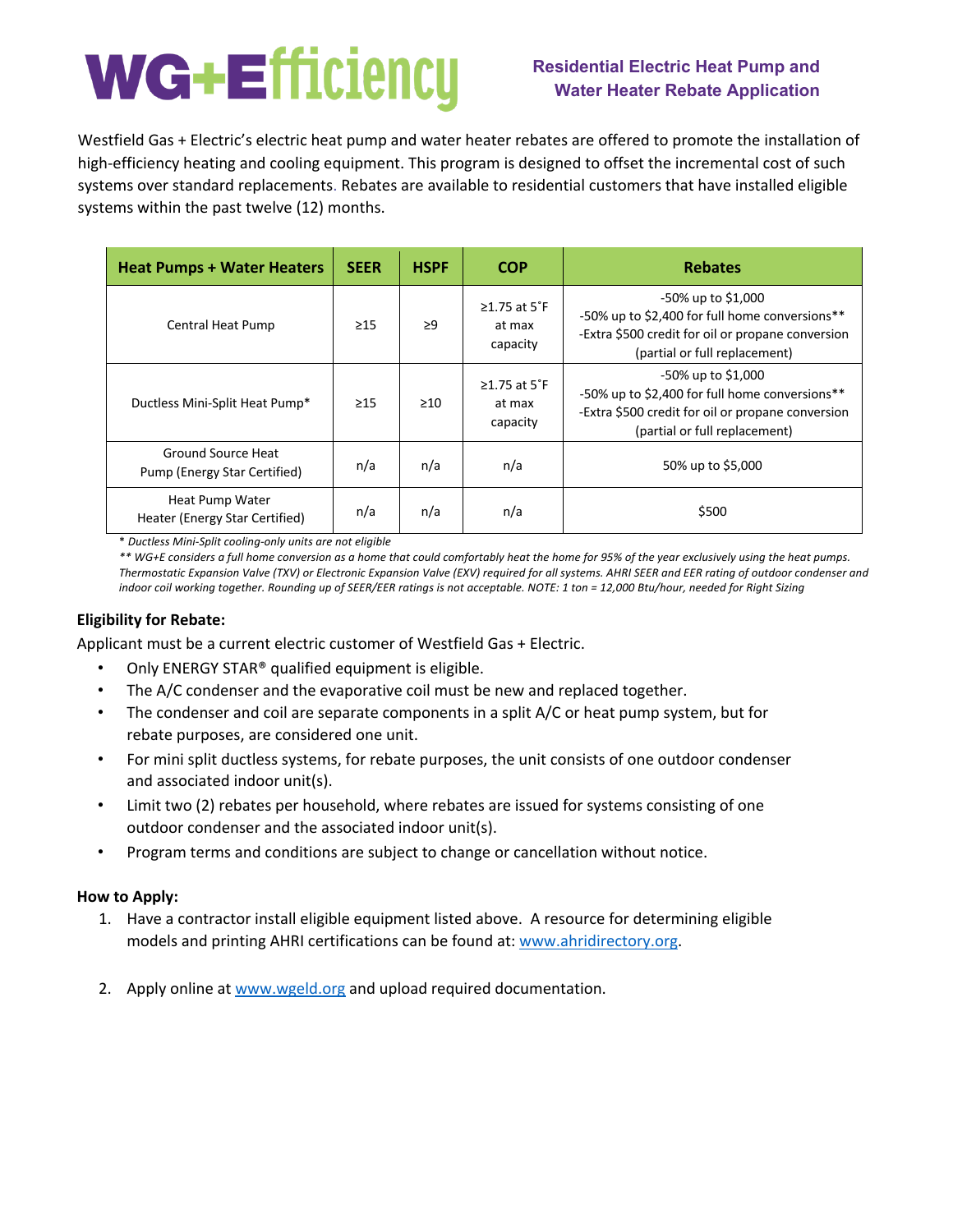# WG+Efficiency

## Residential Electric Heat Pump and Water Heater Rebate Application

Westfield Gas + Electric's electric heat pump and water heater rebates are offered to promote the installation of high-efficiency heating and cooling equipment. This program is designed to offset the incremental cost of such systems over standard replacements. Rebates are available to residential customers that have installed eligible systems within the past twelve (12) months.

| Heat Pumps + Water Heaters | SEER | HSPF | COP | Rebates |
|---|---|---|---|---|
| Central Heat Pump | ≥15 | ≥9 | ≥1.75 at 5˚F at max capacity | -50% up to $1,000<br>-50% up to $2,400 for full home conversions**<br>-Extra $500 credit for oil or propane conversion (partial or full replacement) |
| Ductless Mini-Split Heat Pump* | ≥15 | ≥10 | ≥1.75 at 5˚F at max capacity | -50% up to $1,000<br>-50% up to $2,400 for full home conversions**<br>-Extra $500 credit for oil or propane conversion (partial or full replacement) |
| Ground Source Heat Pump (Energy Star Certified) | n/a | n/a | n/a | 50% up to $5,000 |
| Heat Pump Water Heater (Energy Star Certified) | n/a | n/a | n/a | $500 |

*\* Ductless Mini-Split cooling-only units are not eligible*

*\*\* WG+E considers a full home conversion as a home that could comfortably heat the home for 95% of the year exclusively using the heat pumps. Thermostatic Expansion Valve (TXV) or Electronic Expansion Valve (EXV) required for all systems. AHRI SEER and EER rating of outdoor condenser and indoor coil working together. Rounding up of SEER/EER ratings is not acceptable. NOTE: 1 ton = 12,000 Btu/hour, needed for Right Sizing*

**Eligibility for Rebate:**

Applicant must be a current electric customer of Westfield Gas + Electric.

- Only ENERGY STAR® qualified equipment is eligible.
- The A/C condenser and the evaporative coil must be new and replaced together.
- The condenser and coil are separate components in a split A/C or heat pump system, but for rebate purposes, are considered one unit.
- For mini split ductless systems, for rebate purposes, the unit consists of one outdoor condenser and associated indoor unit(s).
- Limit two (2) rebates per household, where rebates are issued for systems consisting of one outdoor condenser and the associated indoor unit(s).
- Program terms and conditions are subject to change or cancellation without notice.

**How to Apply:**

1. Have a contractor install eligible equipment listed above. A resource for determining eligible models and printing AHRI certifications can be found at: www.ahridirectory.org.
2. Apply online at www.wgeld.org and upload required documentation.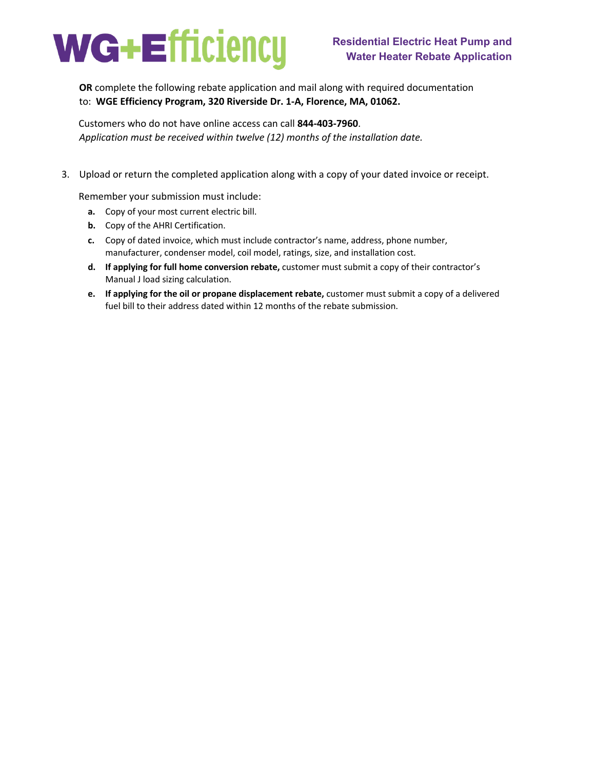**OR** complete the following rebate application and mail along with required documentation to: **WGE Efficiency Program, 320 Riverside Dr. 1-A, Florence, MA, 01062.**

Customers who do not have online access can call **844-403-7960**.
*Application must be received within twelve (12) months of the installation date.*

3. Upload or return the completed application along with a copy of your dated invoice or receipt.

   Remember your submission must include:

   **a.** Copy of your most current electric bill.

   **b.** Copy of the AHRI Certification.

   **c.** Copy of dated invoice, which must include contractor's name, address, phone number, manufacturer, condenser model, coil model, ratings, size, and installation cost.

   **d.** **If applying for full home conversion rebate,** customer must submit a copy of their contractor's Manual J load sizing calculation.

   **e.** **If applying for the oil or propane displacement rebate,** customer must submit a copy of a delivered fuel bill to their address dated within 12 months of the rebate submission.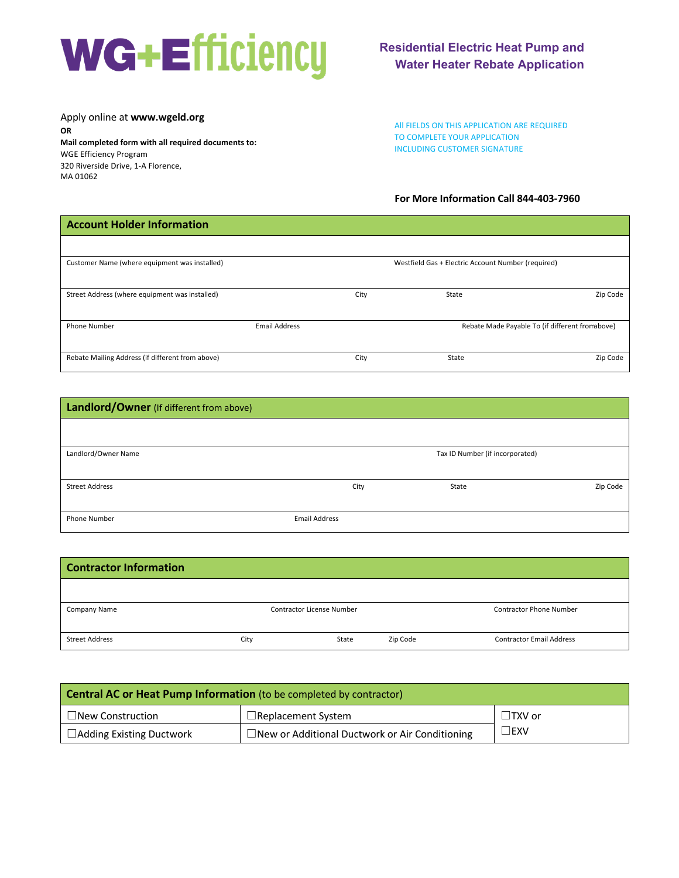# WG+Efficiency

## Residential Electric Heat Pump and Water Heater Rebate Application

Apply online at **www.wgeld.org**

**OR**

**Mail completed form with all required documents to:**

WGE Efficiency Program
320 Riverside Drive, 1-A Florence,
MA 01062

All FIELDS ON THIS APPLICATION ARE REQUIRED TO COMPLETE YOUR APPLICATION INCLUDING CUSTOMER SIGNATURE

**For More Information Call 844-403-7960**

## Account Holder Information

| Customer Name (where equipment was installed) | | Westfield Gas + Electric Account Number (required) | |
|---|---|---|---|
| Street Address (where equipment was installed) | City | State | Zip Code |
| Phone Number | Email Address | Rebate Made Payable To (if different fromabove) | |
| Rebate Mailing Address (if different from above) | City | State | Zip Code |

## Landlord/Owner (If different from above)

| Landlord/Owner Name | | Tax ID Number (if incorporated) | |
|---|---|---|---|
| Street Address | City | State | Zip Code |
| Phone Number | Email Address | | |

## Contractor Information

| Company Name | | Contractor License Number | | Contractor Phone Number |
|---|---|---|---|---|
| Street Address | City | State | Zip Code | Contractor Email Address |

## Central AC or Heat Pump Information (to be completed by contractor)

| ☐New Construction | ☐Replacement System | ☐TXV or |
|---|---|---|
| ☐Adding Existing Ductwork | ☐New or Additional Ductwork or Air Conditioning | ☐EXV |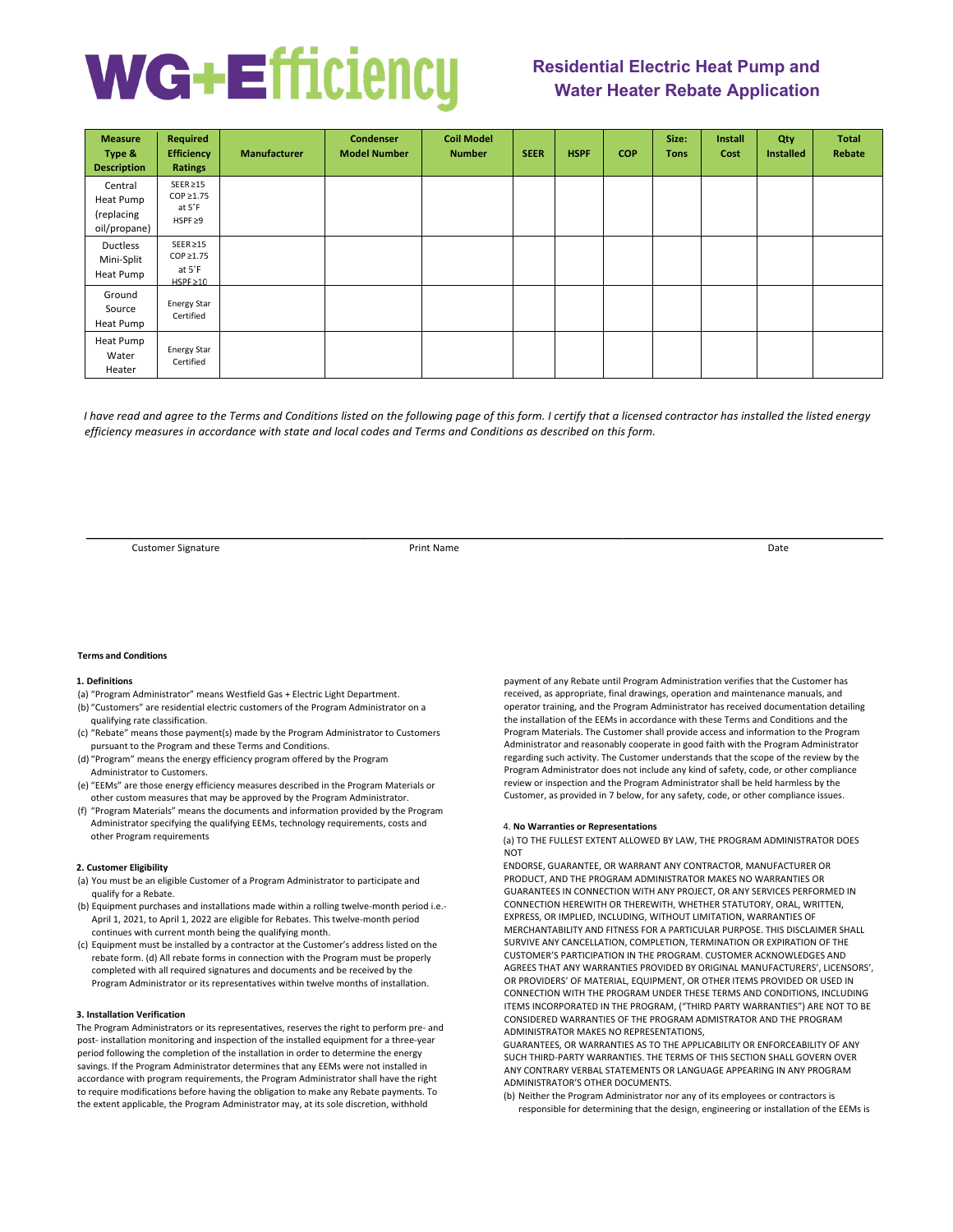# WG+Efficiency

## Residential Electric Heat Pump and Water Heater Rebate Application

| Measure Type & Description | Required Efficiency Ratings | Manufacturer | Condenser Model Number | Coil Model Number | SEER | HSPF | COP | Size: Tons | Install Cost | Qty Installed | Total Rebate |
|---|---|---|---|---|---|---|---|---|---|---|---|
| Central Heat Pump (replacing oil/propane) | SEER ≥15 COP ≥1.75 at 5˚F HSPF ≥9 | | | | | | | | | | |
| Ductless Mini-Split Heat Pump | SEER ≥15 COP ≥1.75 at 5˚F HSPF ≥10 | | | | | | | | | | |
| Ground Source Heat Pump | Energy Star Certified | | | | | | | | | | |
| Heat Pump Water Heater | Energy Star Certified | | | | | | | | | | |

*I have read and agree to the Terms and Conditions listed on the following page of this form. I certify that a licensed contractor has installed the listed energy efficiency measures in accordance with state and local codes and Terms and Conditions as described on this form.*

Customer Signature | Print Name | Date

**Terms and Conditions**

**1. Definitions**

(a) "Program Administrator" means Westfield Gas + Electric Light Department.
(b) "Customers" are residential electric customers of the Program Administrator on a qualifying rate classification.
(c) "Rebate" means those payment(s) made by the Program Administrator to Customers pursuant to the Program and these Terms and Conditions.
(d) "Program" means the energy efficiency program offered by the Program Administrator to Customers.
(e) "EEMs" are those energy efficiency measures described in the Program Materials or other custom measures that may be approved by the Program Administrator.
(f) "Program Materials" means the documents and information provided by the Program Administrator specifying the qualifying EEMs, technology requirements, costs and other Program requirements

**2. Customer Eligibility**

(a) You must be an eligible Customer of a Program Administrator to participate and qualify for a Rebate.
(b) Equipment purchases and installations made within a rolling twelve-month period i.e.- April 1, 2021, to April 1, 2022 are eligible for Rebates. This twelve-month period continues with current month being the qualifying month.
(c) Equipment must be installed by a contractor at the Customer's address listed on the rebate form. (d) All rebate forms in connection with the Program must be properly completed with all required signatures and documents and be received by the Program Administrator or its representatives within twelve months of installation.

**3. Installation Verification**

The Program Administrators or its representatives, reserves the right to perform pre- and post- installation monitoring and inspection of the installed equipment for a three-year period following the completion of the installation in order to determine the energy savings. If the Program Administrator determines that any EEMs were not installed in accordance with program requirements, the Program Administrator shall have the right to require modifications before having the obligation to make any Rebate payments. To the extent applicable, the Program Administrator may, at its sole discretion, withhold payment of any Rebate until Program Administration verifies that the Customer has received, as appropriate, final drawings, operation and maintenance manuals, and operator training, and the Program Administrator has received documentation detailing the installation of the EEMs in accordance with these Terms and Conditions and the Program Materials. The Customer shall provide access and information to the Program Administrator and reasonably cooperate in good faith with the Program Administrator regarding such activity. The Customer understands that the scope of the review by the Program Administrator does not include any kind of safety, code, or other compliance review or inspection and the Program Administrator shall be held harmless by the Customer, as provided in 7 below, for any safety, code, or other compliance issues.

4. **No Warranties or Representations**

(a) TO THE FULLEST EXTENT ALLOWED BY LAW, THE PROGRAM ADMINISTRATOR DOES NOT ENDORSE, GUARANTEE, OR WARRANT ANY CONTRACTOR, MANUFACTURER OR PRODUCT, AND THE PROGRAM ADMINISTRATOR MAKES NO WARRANTIES OR GUARANTEES IN CONNECTION WITH ANY PROJECT, OR ANY SERVICES PERFORMED IN CONNECTION HEREWITH OR THEREWITH, WHETHER STATUTORY, ORAL, WRITTEN, EXPRESS, OR IMPLIED, INCLUDING, WITHOUT LIMITATION, WARRANTIES OF MERCHANTABILITY AND FITNESS FOR A PARTICULAR PURPOSE. THIS DISCLAIMER SHALL SURVIVE ANY CANCELLATION, COMPLETION, TERMINATION OR EXPIRATION OF THE CUSTOMER'S PARTICIPATION IN THE PROGRAM. CUSTOMER ACKNOWLEDGES AND AGREES THAT ANY WARRANTIES PROVIDED BY ORIGINAL MANUFACTURERS', LICENSORS', OR PROVIDERS' OF MATERIAL, EQUIPMENT, OR OTHER ITEMS PROVIDED OR USED IN CONNECTION WITH THE PROGRAM UNDER THESE TERMS AND CONDITIONS, INCLUDING ITEMS INCORPORATED IN THE PROGRAM, ("THIRD PARTY WARRANTIES") ARE NOT TO BE CONSIDERED WARRANTIES OF THE PROGRAM ADMISTRATOR AND THE PROGRAM ADMINISTRATOR MAKES NO REPRESENTATIONS, GUARANTEES, OR WARRANTIES AS TO THE APPLICABILITY OR ENFORCEABILITY OF ANY SUCH THIRD-PARTY WARRANTIES. THE TERMS OF THIS SECTION SHALL GOVERN OVER ANY CONTRARY VERBAL STATEMENTS OR LANGUAGE APPEARING IN ANY PROGRAM ADMINISTRATOR'S OTHER DOCUMENTS.

(b) Neither the Program Administrator nor any of its employees or contractors is responsible for determining that the design, engineering or installation of the EEMs is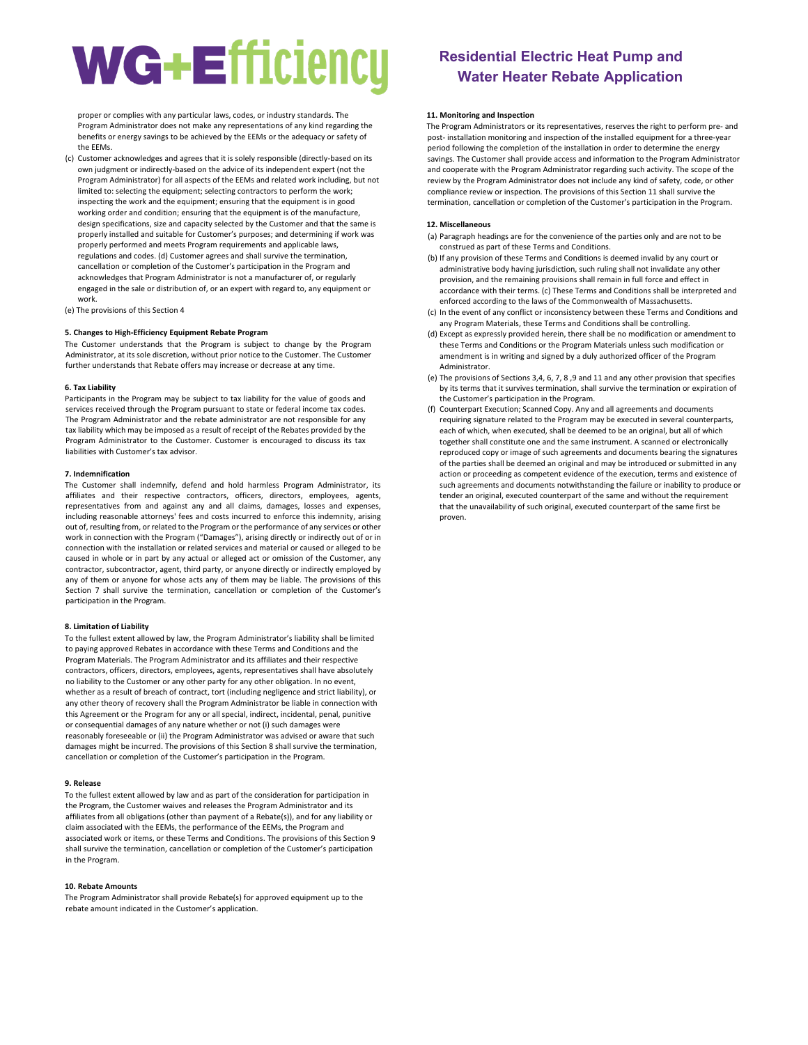proper or complies with any particular laws, codes, or industry standards. The Program Administrator does not make any representations of any kind regarding the benefits or energy savings to be achieved by the EEMs or the adequacy or safety of the EEMs.

(c) Customer acknowledges and agrees that it is solely responsible (directly-based on its own judgment or indirectly-based on the advice of its independent expert (not the Program Administrator) for all aspects of the EEMs and related work including, but not limited to: selecting the equipment; selecting contractors to perform the work; inspecting the work and the equipment; ensuring that the equipment is in good working order and condition; ensuring that the equipment is of the manufacture, design specifications, size and capacity selected by the Customer and that the same is properly installed and suitable for Customer's purposes; and determining if work was properly performed and meets Program requirements and applicable laws, regulations and codes. (d) Customer agrees and shall survive the termination, cancellation or completion of the Customer's participation in the Program and acknowledges that Program Administrator is not a manufacturer of, or regularly engaged in the sale or distribution of, or an expert with regard to, any equipment or work.

(e) The provisions of this Section 4

**5. Changes to High-Efficiency Equipment Rebate Program**

The Customer understands that the Program is subject to change by the Program Administrator, at its sole discretion, without prior notice to the Customer. The Customer further understands that Rebate offers may increase or decrease at any time.

**6. Tax Liability**

Participants in the Program may be subject to tax liability for the value of goods and services received through the Program pursuant to state or federal income tax codes. The Program Administrator and the rebate administrator are not responsible for any tax liability which may be imposed as a result of receipt of the Rebates provided by the Program Administrator to the Customer. Customer is encouraged to discuss its tax liabilities with Customer's tax advisor.

**7. Indemnification**

The Customer shall indemnify, defend and hold harmless Program Administrator, its affiliates and their respective contractors, officers, directors, employees, agents, representatives from and against any and all claims, damages, losses and expenses, including reasonable attorneys' fees and costs incurred to enforce this indemnity, arising out of, resulting from, or related to the Program or the performance of any services or other work in connection with the Program ("Damages"), arising directly or indirectly out of or in connection with the installation or related services and material or caused or alleged to be caused in whole or in part by any actual or alleged act or omission of the Customer, any contractor, subcontractor, agent, third party, or anyone directly or indirectly employed by any of them or anyone for whose acts any of them may be liable. The provisions of this Section 7 shall survive the termination, cancellation or completion of the Customer's participation in the Program.

**8. Limitation of Liability**

To the fullest extent allowed by law, the Program Administrator's liability shall be limited to paying approved Rebates in accordance with these Terms and Conditions and the Program Materials. The Program Administrator and its affiliates and their respective contractors, officers, directors, employees, agents, representatives shall have absolutely no liability to the Customer or any other party for any other obligation. In no event, whether as a result of breach of contract, tort (including negligence and strict liability), or any other theory of recovery shall the Program Administrator be liable in connection with this Agreement or the Program for any or all special, indirect, incidental, penal, punitive or consequential damages of any nature whether or not (i) such damages were reasonably foreseeable or (ii) the Program Administrator was advised or aware that such damages might be incurred. The provisions of this Section 8 shall survive the termination, cancellation or completion of the Customer's participation in the Program.

**9. Release**

To the fullest extent allowed by law and as part of the consideration for participation in the Program, the Customer waives and releases the Program Administrator and its affiliates from all obligations (other than payment of a Rebate(s)), and for any liability or claim associated with the EEMs, the performance of the EEMs, the Program and associated work or items, or these Terms and Conditions. The provisions of this Section 9 shall survive the termination, cancellation or completion of the Customer's participation in the Program.

**10. Rebate Amounts**

The Program Administrator shall provide Rebate(s) for approved equipment up to the rebate amount indicated in the Customer's application.

**11. Monitoring and Inspection**

The Program Administrators or its representatives, reserves the right to perform pre- and post- installation monitoring and inspection of the installed equipment for a three-year period following the completion of the installation in order to determine the energy savings. The Customer shall provide access and information to the Program Administrator and cooperate with the Program Administrator regarding such activity. The scope of the review by the Program Administrator does not include any kind of safety, code, or other compliance review or inspection. The provisions of this Section 11 shall survive the termination, cancellation or completion of the Customer's participation in the Program.

**12. Miscellaneous**

(a) Paragraph headings are for the convenience of the parties only and are not to be construed as part of these Terms and Conditions.

(b) If any provision of these Terms and Conditions is deemed invalid by any court or administrative body having jurisdiction, such ruling shall not invalidate any other provision, and the remaining provisions shall remain in full force and effect in accordance with their terms. (c) These Terms and Conditions shall be interpreted and enforced according to the laws of the Commonwealth of Massachusetts.

(c) In the event of any conflict or inconsistency between these Terms and Conditions and any Program Materials, these Terms and Conditions shall be controlling.

(d) Except as expressly provided herein, there shall be no modification or amendment to these Terms and Conditions or the Program Materials unless such modification or amendment is in writing and signed by a duly authorized officer of the Program Administrator.

(e) The provisions of Sections 3,4, 6, 7, 8 ,9 and 11 and any other provision that specifies by its terms that it survives termination, shall survive the termination or expiration of the Customer's participation in the Program.

(f) Counterpart Execution; Scanned Copy. Any and all agreements and documents requiring signature related to the Program may be executed in several counterparts, each of which, when executed, shall be deemed to be an original, but all of which together shall constitute one and the same instrument. A scanned or electronically reproduced copy or image of such agreements and documents bearing the signatures of the parties shall be deemed an original and may be introduced or submitted in any action or proceeding as competent evidence of the execution, terms and existence of such agreements and documents notwithstanding the failure or inability to produce or tender an original, executed counterpart of the same and without the requirement that the unavailability of such original, executed counterpart of the same first be proven.